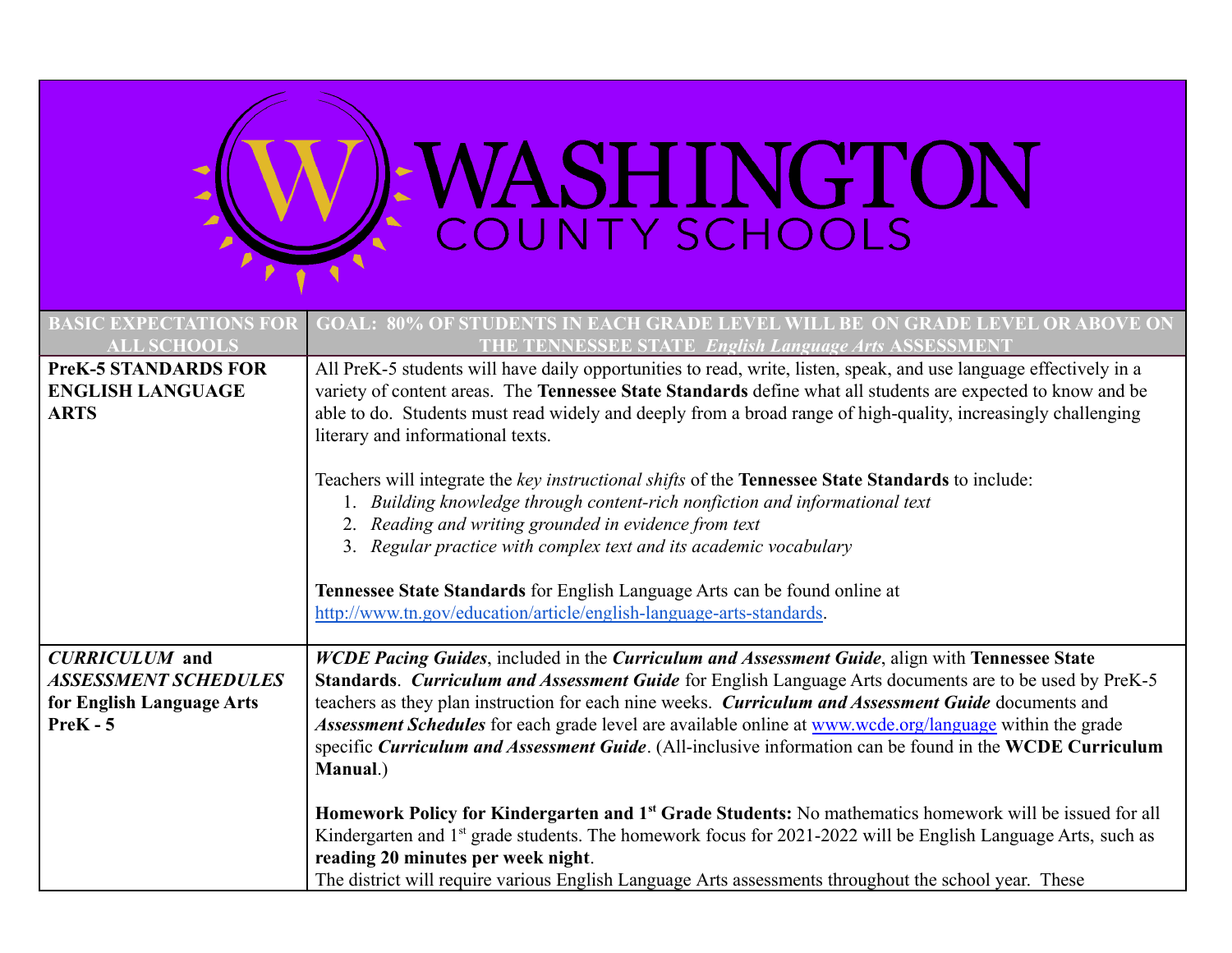# WASHINGTON COUNTY SCHOOLS

| BASIC EXPECTATIONS FOR ALL SCHOOLS | GOAL: 80% OF STUDENTS IN EACH GRADE LEVEL WILL BE ON GRADE LEVEL OR ABOVE ON THE TENNESSEE STATE *English Language Arts* ASSESSMENT |
|---|---|
| **PreK-5 STANDARDS FOR ENGLISH LANGUAGE ARTS** | All PreK-5 students will have daily opportunities to read, write, listen, speak, and use language effectively in a variety of content areas. The **Tennessee State Standards** define what all students are expected to know and be able to do. Students must read widely and deeply from a broad range of high-quality, increasingly challenging literary and informational texts.<br><br>Teachers will integrate the *key instructional shifts* of the **Tennessee State Standards** to include:<br>1. *Building knowledge through content-rich nonfiction and informational text*<br>2. *Reading and writing grounded in evidence from text*<br>3. *Regular practice with complex text and its academic vocabulary*<br><br>**Tennessee State Standards** for English Language Arts can be found online at http://www.tn.gov/education/article/english-language-arts-standards. |
| ***CURRICULUM* and *ASSESSMENT SCHEDULES* for English Language Arts PreK - 5** | ***WCDE Pacing Guides***, included in the ***Curriculum and Assessment Guide***, align with **Tennessee State Standards**. ***Curriculum and Assessment Guide*** for English Language Arts documents are to be used by PreK-5 teachers as they plan instruction for each nine weeks. ***Curriculum and Assessment Guide*** documents and ***Assessment Schedules*** for each grade level are available online at www.wcde.org/language within the grade specific ***Curriculum and Assessment Guide***. (All-inclusive information can be found in the **WCDE Curriculum Manual**.)<br><br>**Homework Policy for Kindergarten and 1st Grade Students:** No mathematics homework will be issued for all Kindergarten and 1st grade students. The homework focus for 2021-2022 will be English Language Arts, such as **reading 20 minutes per week night**.<br>The district will require various English Language Arts assessments throughout the school year. These |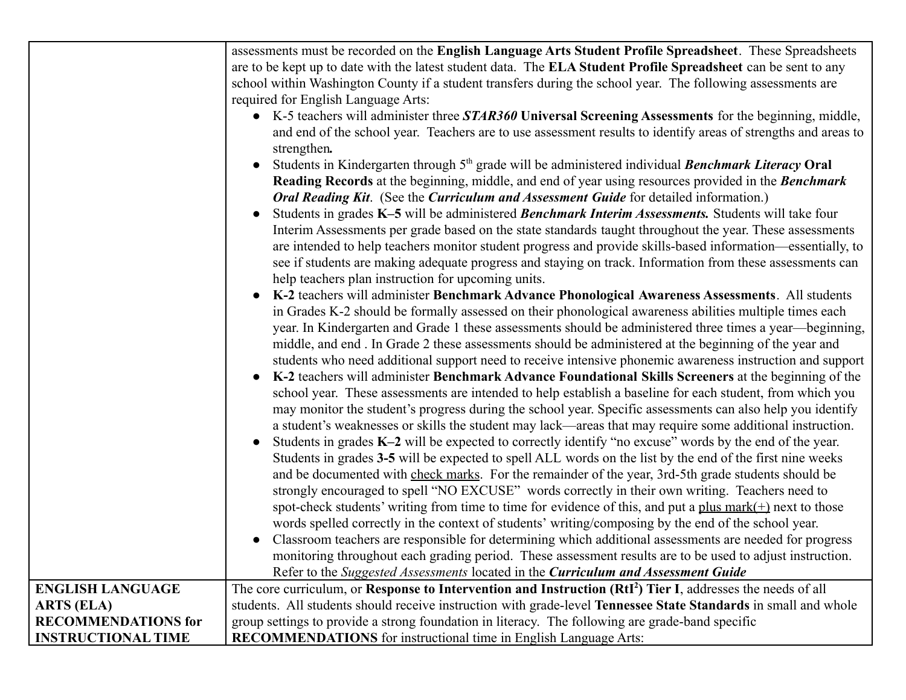| | |
|---|---|
| | assessments must be recorded on the **English Language Arts Student Profile Spreadsheet**. These Spreadsheets are to be kept up to date with the latest student data. The **ELA Student Profile Spreadsheet** can be sent to any school within Washington County if a student transfers during the school year. The following assessments are required for English Language Arts:<br>● K-5 teachers will administer three ***STAR360*** **Universal Screening Assessments** for the beginning, middle, and end of the school year. Teachers are to use assessment results to identify areas of strengths and areas to strengthen***.***<br>● Students in Kindergarten through 5th grade will be administered individual ***Benchmark Literacy*** **Oral Reading Records** at the beginning, middle, and end of year using resources provided in the ***Benchmark Oral Reading Kit***. (See the ***Curriculum and Assessment Guide*** for detailed information.)<br>● Students in grades **K–5** will be administered ***Benchmark Interim Assessments.*** Students will take four Interim Assessments per grade based on the state standards taught throughout the year. These assessments are intended to help teachers monitor student progress and provide skills-based information—essentially, to see if students are making adequate progress and staying on track. Information from these assessments can help teachers plan instruction for upcoming units.<br>● **K-2** teachers will administer **Benchmark Advance Phonological Awareness Assessments**. All students in Grades K-2 should be formally assessed on their phonological awareness abilities multiple times each year. In Kindergarten and Grade 1 these assessments should be administered three times a year—beginning, middle, and end . In Grade 2 these assessments should be administered at the beginning of the year and students who need additional support need to receive intensive phonemic awareness instruction and support<br>● **K-2** teachers will administer **Benchmark Advance Foundational Skills Screeners** at the beginning of the school year. These assessments are intended to help establish a baseline for each student, from which you may monitor the student's progress during the school year. Specific assessments can also help you identify a student's weaknesses or skills the student may lack—areas that may require some additional instruction.<br>● Students in grades **K–2** will be expected to correctly identify "no excuse" words by the end of the year. Students in grades **3-5** will be expected to spell ALL words on the list by the end of the first nine weeks and be documented with <u>check marks</u>. For the remainder of the year, 3rd-5th grade students should be strongly encouraged to spell "NO EXCUSE" words correctly in their own writing. Teachers need to spot-check students' writing from time to time for evidence of this, and put a <u>plus mark(+)</u> next to those words spelled correctly in the context of students' writing/composing by the end of the school year.<br>● Classroom teachers are responsible for determining which additional assessments are needed for progress monitoring throughout each grading period. These assessment results are to be used to adjust instruction. Refer to the *Suggested Assessments* located in the ***Curriculum and Assessment Guide*** |
| **ENGLISH LANGUAGE ARTS (ELA) RECOMMENDATIONS for INSTRUCTIONAL TIME** | The core curriculum, or **Response to Intervention and Instruction (RtI²) Tier I**, addresses the needs of all students. All students should receive instruction with grade-level **Tennessee State Standards** in small and whole group settings to provide a strong foundation in literacy. The following are grade-band specific **RECOMMENDATIONS** for instructional time in English Language Arts: |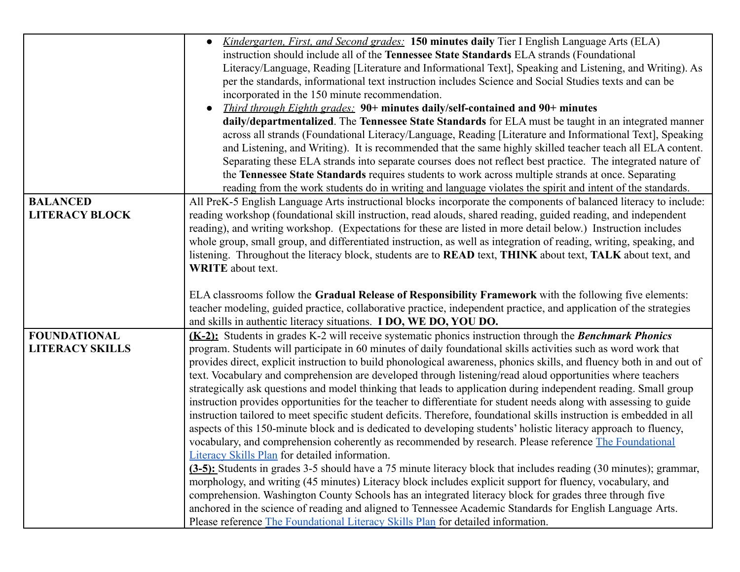| | |
|---|---|
| | • *Kindergarten, First, and Second grades:* **150 minutes daily** Tier I English Language Arts (ELA) instruction should include all of the **Tennessee State Standards** ELA strands (Foundational Literacy/Language, Reading [Literature and Informational Text], Speaking and Listening, and Writing). As per the standards, informational text instruction includes Science and Social Studies texts and can be incorporated in the 150 minute recommendation.<br>• *Third through Eighth grades:* **90+ minutes daily/self-contained and 90+ minutes daily/departmentalized**. The **Tennessee State Standards** for ELA must be taught in an integrated manner across all strands (Foundational Literacy/Language, Reading [Literature and Informational Text], Speaking and Listening, and Writing). It is recommended that the same highly skilled teacher teach all ELA content. Separating these ELA strands into separate courses does not reflect best practice. The integrated nature of the **Tennessee State Standards** requires students to work across multiple strands at once. Separating reading from the work students do in writing and language violates the spirit and intent of the standards. |
| **BALANCED LITERACY BLOCK** | All PreK-5 English Language Arts instructional blocks incorporate the components of balanced literacy to include: reading workshop (foundational skill instruction, read alouds, shared reading, guided reading, and independent reading), and writing workshop. (Expectations for these are listed in more detail below.) Instruction includes whole group, small group, and differentiated instruction, as well as integration of reading, writing, speaking, and listening. Throughout the literacy block, students are to **READ** text, **THINK** about text, **TALK** about text, and **WRITE** about text.<br><br>ELA classrooms follow the **Gradual Release of Responsibility Framework** with the following five elements: teacher modeling, guided practice, collaborative practice, independent practice, and application of the strategies and skills in authentic literacy situations. **I DO, WE DO, YOU DO.** |
| **FOUNDATIONAL LITERACY SKILLS** | **(K-2):** Students in grades K-2 will receive systematic phonics instruction through the ***Benchmark Phonics*** program. Students will participate in 60 minutes of daily foundational skills activities such as word work that provides direct, explicit instruction to build phonological awareness, phonics skills, and fluency both in and out of text. Vocabulary and comprehension are developed through listening/read aloud opportunities where teachers strategically ask questions and model thinking that leads to application during independent reading. Small group instruction provides opportunities for the teacher to differentiate for student needs along with assessing to guide instruction tailored to meet specific student deficits. Therefore, foundational skills instruction is embedded in all aspects of this 150-minute block and is dedicated to developing students' holistic literacy approach to fluency, vocabulary, and comprehension coherently as recommended by research. Please reference The Foundational Literacy Skills Plan for detailed information.<br>**(3-5):** Students in grades 3-5 should have a 75 minute literacy block that includes reading (30 minutes); grammar, morphology, and writing (45 minutes) Literacy block includes explicit support for fluency, vocabulary, and comprehension. Washington County Schools has an integrated literacy block for grades three through five anchored in the science of reading and aligned to Tennessee Academic Standards for English Language Arts. Please reference The Foundational Literacy Skills Plan for detailed information. |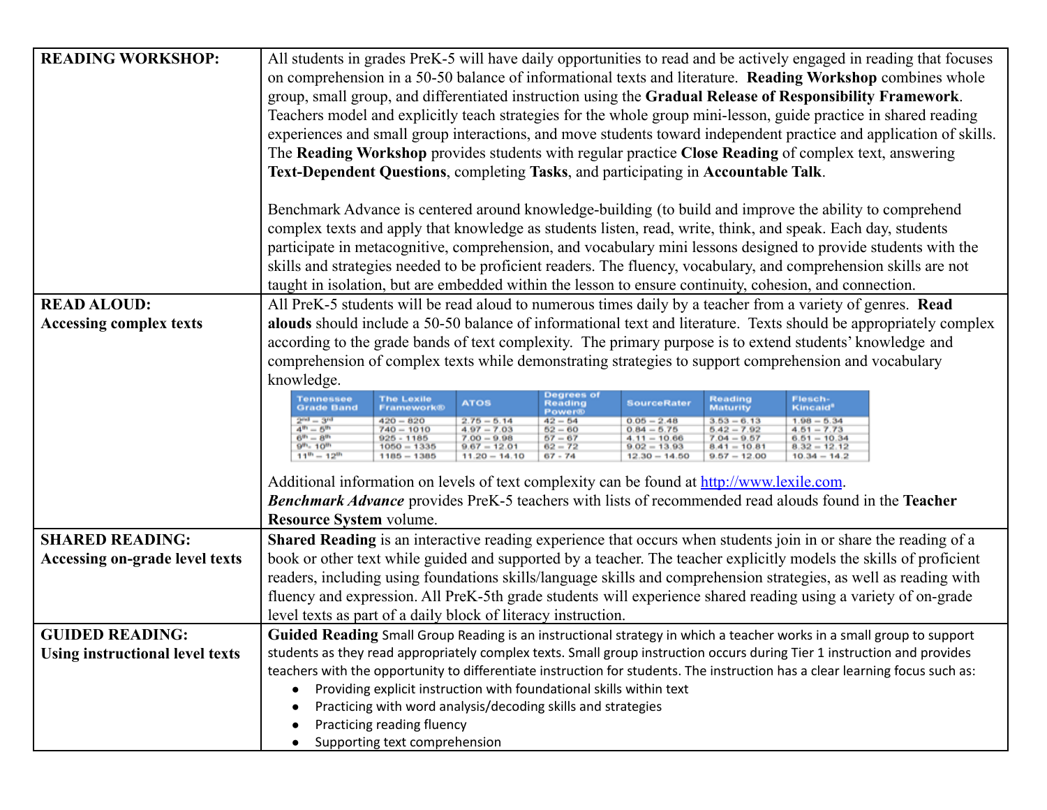| | |
|---|---|
| **READING WORKSHOP:** | All students in grades PreK-5 will have daily opportunities to read and be actively engaged in reading that focuses on comprehension in a 50-50 balance of informational texts and literature. **Reading Workshop** combines whole group, small group, and differentiated instruction using the **Gradual Release of Responsibility Framework**. Teachers model and explicitly teach strategies for the whole group mini-lesson, guide practice in shared reading experiences and small group interactions, and move students toward independent practice and application of skills. The **Reading Workshop** provides students with regular practice **Close Reading** of complex text, answering **Text-Dependent Questions**, completing **Tasks**, and participating in **Accountable Talk**.<br><br>Benchmark Advance is centered around knowledge-building (to build and improve the ability to comprehend complex texts and apply that knowledge as students listen, read, write, think, and speak. Each day, students participate in metacognitive, comprehension, and vocabulary mini lessons designed to provide students with the skills and strategies needed to be proficient readers. The fluency, vocabulary, and comprehension skills are not taught in isolation, but are embedded within the lesson to ensure continuity, cohesion, and connection. |
| **READ ALOUD:**<br>**Accessing complex texts** | All PreK-5 students will be read aloud to numerous times daily by a teacher from a variety of genres. **Read alouds** should include a 50-50 balance of informational text and literature. Texts should be appropriately complex according to the grade bands of text complexity. The primary purpose is to extend students' knowledge and comprehension of complex texts while demonstrating strategies to support comprehension and vocabulary knowledge.<br><br>Tennessee Grade Band / The Lexile Framework® / ATOS / Degrees of Reading Power® / SourceRater / Reading Maturity / Flesch-Kincaid[8]:<br>2nd – 3rd: 420 – 820 / 2.75 – 5.14 / 42 – 54 / 0.05 – 2.48 / 3.53 – 6.13 / 1.98 – 5.34<br>4th – 5th: 740 – 1010 / 4.97 – 7.03 / 52 – 60 / 0.84 – 5.75 / 5.42 – 7.92 / 4.51 – 7.73<br>6th – 8th: 925 - 1185 / 7.00 – 9.98 / 57 – 67 / 4.11 – 10.66 / 7.04 – 9.57 / 6.51 – 10.34<br>9th- 10th: 1050 – 1335 / 9.67 – 12.01 / 62 – 72 / 9.02 – 13.93 / 8.41 – 10.81 / 8.32 – 12.12<br>11th – 12th: 1185 – 1385 / 11.20 – 14.10 / 67 - 74 / 12.30 – 14.50 / 9.57 – 12.00 / 10.34 – 14.2<br><br>Additional information on levels of text complexity can be found at http://www.lexile.com.<br>***Benchmark Advance*** provides PreK-5 teachers with lists of recommended read alouds found in the **Teacher Resource System** volume. |
| **SHARED READING:**<br>**Accessing on-grade level texts** | **Shared Reading** is an interactive reading experience that occurs when students join in or share the reading of a book or other text while guided and supported by a teacher. The teacher explicitly models the skills of proficient readers, including using foundations skills/language skills and comprehension strategies, as well as reading with fluency and expression. All PreK-5th grade students will experience shared reading using a variety of on-grade level texts as part of a daily block of literacy instruction. |
| **GUIDED READING:**<br>**Using instructional level texts** | **Guided Reading** Small Group Reading is an instructional strategy in which a teacher works in a small group to support students as they read appropriately complex texts. Small group instruction occurs during Tier 1 instruction and provides teachers with the opportunity to differentiate instruction for students. The instruction has a clear learning focus such as:<br>• Providing explicit instruction with foundational skills within text<br>• Practicing with word analysis/decoding skills and strategies<br>• Practicing reading fluency<br>• Supporting text comprehension |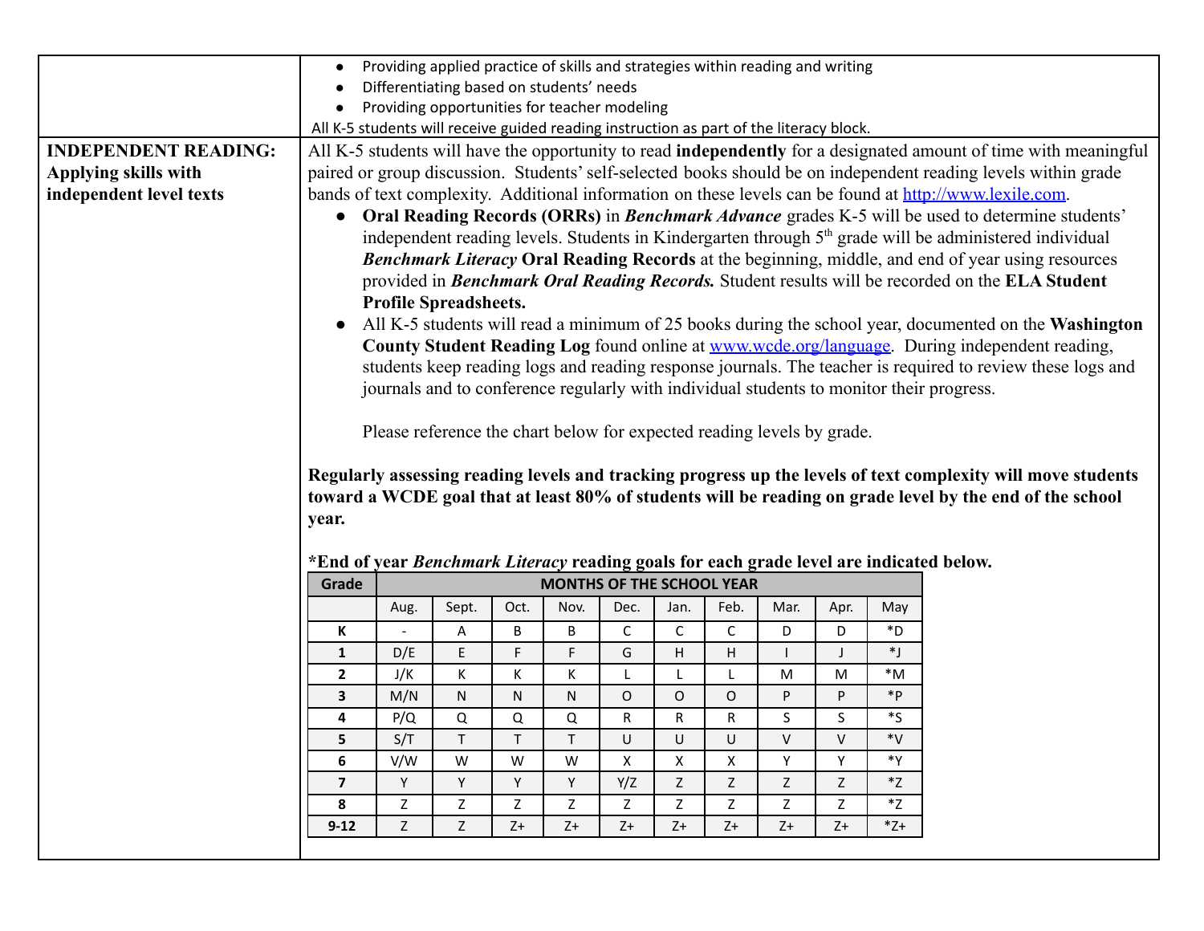- Providing applied practice of skills and strategies within reading and writing
- Differentiating based on students' needs
- Providing opportunities for teacher modeling

All K-5 students will receive guided reading instruction as part of the literacy block.

**INDEPENDENT READING: Applying skills with independent level texts**

All K-5 students will have the opportunity to read **independently** for a designated amount of time with meaningful paired or group discussion. Students' self-selected books should be on independent reading levels within grade bands of text complexity. Additional information on these levels can be found at [http://www.lexile.com](http://www.lexile.com).

- **Oral Reading Records (ORRs)** in ***Benchmark Advance*** grades K-5 will be used to determine students' independent reading levels. Students in Kindergarten through 5th grade will be administered individual ***Benchmark Literacy*** **Oral Reading Records** at the beginning, middle, and end of year using resources provided in ***Benchmark Oral Reading Records.*** Student results will be recorded on the **ELA Student Profile Spreadsheets.**
- All K-5 students will read a minimum of 25 books during the school year, documented on the **Washington County Student Reading Log** found online at [www.wcde.org/language](www.wcde.org/language). During independent reading, students keep reading logs and reading response journals. The teacher is required to review these logs and journals and to conference regularly with individual students to monitor their progress.

  Please reference the chart below for expected reading levels by grade.

**Regularly assessing reading levels and tracking progress up the levels of text complexity will move students toward a WCDE goal that at least 80% of students will be reading on grade level by the end of the school year.**

**\*End of year *Benchmark Literacy* reading goals for each grade level are indicated below.**

| Grade | MONTHS OF THE SCHOOL YEAR | | | | | | | | | |
|---|---|---|---|---|---|---|---|---|---|---|
| | Aug. | Sept. | Oct. | Nov. | Dec. | Jan. | Feb. | Mar. | Apr. | May |
| **K** | - | A | B | B | C | C | C | D | D | *D |
| **1** | D/E | E | F | F | G | H | H | I | J | *J |
| **2** | J/K | K | K | K | L | L | L | M | M | *M |
| **3** | M/N | N | N | N | O | O | O | P | P | *P |
| **4** | P/Q | Q | Q | Q | R | R | R | S | S | *S |
| **5** | S/T | T | T | T | U | U | U | V | V | *V |
| **6** | V/W | W | W | W | X | X | X | Y | Y | *Y |
| **7** | Y | Y | Y | Y | Y/Z | Z | Z | Z | Z | *Z |
| **8** | Z | Z | Z | Z | Z | Z | Z | Z | Z | *Z |
| **9-12** | Z | Z | Z+ | Z+ | Z+ | Z+ | Z+ | Z+ | Z+ | *Z+ |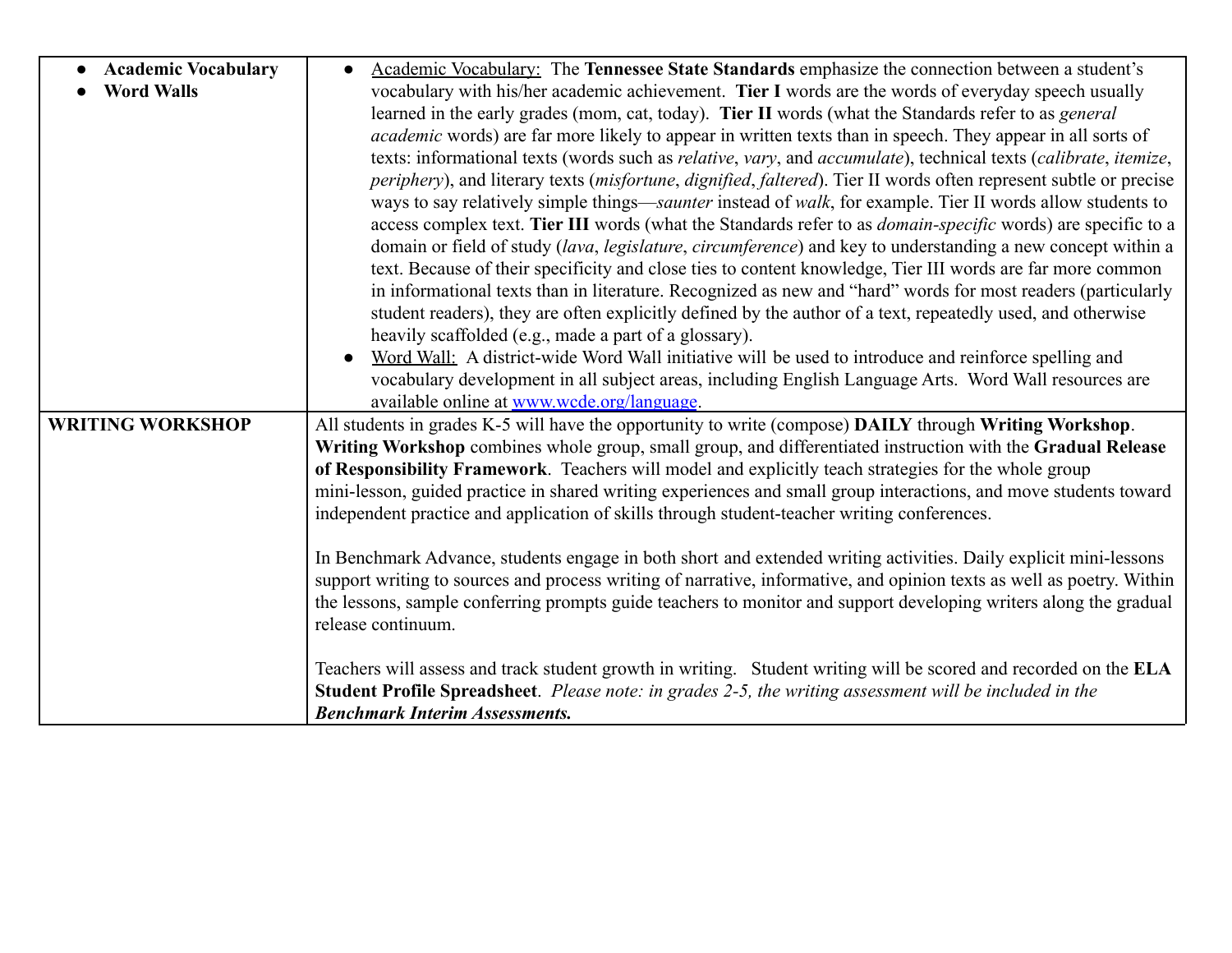| | |
|---|---|
| • **Academic Vocabulary**<br>• **Word Walls** | • Academic Vocabulary: The **Tennessee State Standards** emphasize the connection between a student's vocabulary with his/her academic achievement. **Tier I** words are the words of everyday speech usually learned in the early grades (mom, cat, today). **Tier II** words (what the Standards refer to as *general academic* words) are far more likely to appear in written texts than in speech. They appear in all sorts of texts: informational texts (words such as *relative*, *vary*, and *accumulate*), technical texts (*calibrate*, *itemize*, *periphery*), and literary texts (*misfortune*, *dignified*, *faltered*). Tier II words often represent subtle or precise ways to say relatively simple things—*saunter* instead of *walk*, for example. Tier II words allow students to access complex text. **Tier III** words (what the Standards refer to as *domain-specific* words) are specific to a domain or field of study (*lava*, *legislature*, *circumference*) and key to understanding a new concept within a text. Because of their specificity and close ties to content knowledge, Tier III words are far more common in informational texts than in literature. Recognized as new and "hard" words for most readers (particularly student readers), they are often explicitly defined by the author of a text, repeatedly used, and otherwise heavily scaffolded (e.g., made a part of a glossary).<br>• Word Wall: A district-wide Word Wall initiative will be used to introduce and reinforce spelling and vocabulary development in all subject areas, including English Language Arts. Word Wall resources are available online at [www.wcde.org/language](www.wcde.org/language). |
| **WRITING WORKSHOP** | All students in grades K-5 will have the opportunity to write (compose) **DAILY** through **Writing Workshop**. **Writing Workshop** combines whole group, small group, and differentiated instruction with the **Gradual Release of Responsibility Framework**. Teachers will model and explicitly teach strategies for the whole group mini-lesson, guided practice in shared writing experiences and small group interactions, and move students toward independent practice and application of skills through student-teacher writing conferences.<br><br>In Benchmark Advance, students engage in both short and extended writing activities. Daily explicit mini-lessons support writing to sources and process writing of narrative, informative, and opinion texts as well as poetry. Within the lessons, sample conferring prompts guide teachers to monitor and support developing writers along the gradual release continuum.<br><br>Teachers will assess and track student growth in writing. Student writing will be scored and recorded on the **ELA Student Profile Spreadsheet**. *Please note: in grades 2-5, the writing assessment will be included in the **Benchmark Interim Assessments.*** |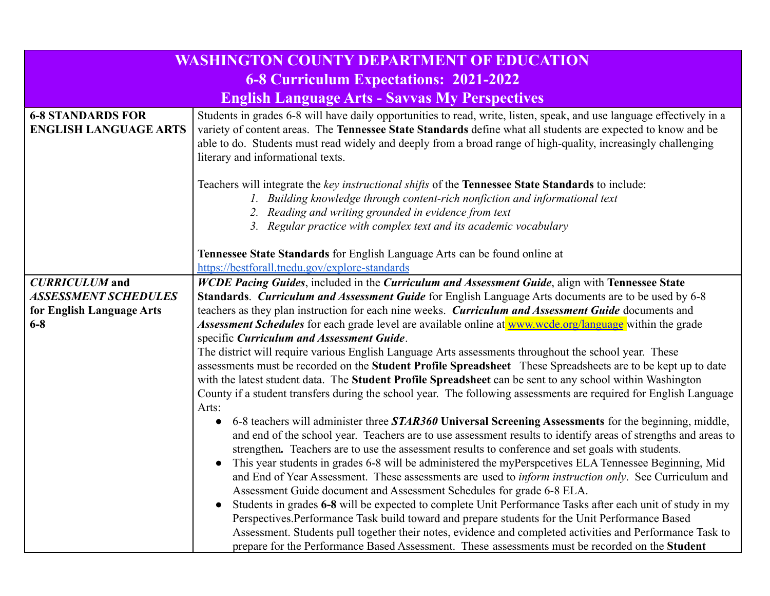| WASHINGTON COUNTY DEPARTMENT OF EDUCATION<br>6-8 Curriculum Expectations: 2021-2022<br>English Language Arts - Savvas My Perspectives | |
|---|---|
| **6-8 STANDARDS FOR ENGLISH LANGUAGE ARTS** | Students in grades 6-8 will have daily opportunities to read, write, listen, speak, and use language effectively in a variety of content areas. The **Tennessee State Standards** define what all students are expected to know and be able to do. Students must read widely and deeply from a broad range of high-quality, increasingly challenging literary and informational texts.<br><br>Teachers will integrate the *key instructional shifts* of the **Tennessee State Standards** to include:<br>1. *Building knowledge through content-rich nonfiction and informational text*<br>2. *Reading and writing grounded in evidence from text*<br>3. *Regular practice with complex text and its academic vocabulary*<br><br>**Tennessee State Standards** for English Language Arts can be found online at https://bestforall.tnedu.gov/explore-standards |
| ***CURRICULUM* and *ASSESSMENT SCHEDULES* for English Language Arts 6-8** | ***WCDE Pacing Guides***, included in the ***Curriculum and Assessment Guide***, align with **Tennessee State Standards**. ***Curriculum and Assessment Guide*** for English Language Arts documents are to be used by 6-8 teachers as they plan instruction for each nine weeks. ***Curriculum and Assessment Guide*** documents and ***Assessment Schedules*** for each grade level are available online at www.wcde.org/language within the grade specific ***Curriculum and Assessment Guide***.<br>The district will require various English Language Arts assessments throughout the school year. These assessments must be recorded on the **Student Profile Spreadsheet** These Spreadsheets are to be kept up to date with the latest student data. The **Student Profile Spreadsheet** can be sent to any school within Washington County if a student transfers during the school year. The following assessments are required for English Language Arts:<br>● 6-8 teachers will administer three ***STAR360* Universal Screening Assessments** for the beginning, middle, and end of the school year. Teachers are to use assessment results to identify areas of strengths and areas to strengthen***.*** Teachers are to use the assessment results to conference and set goals with students.<br>● This year students in grades 6-8 will be administered the myPerspcetives ELA Tennessee Beginning, Mid and End of Year Assessment. These assessments are used to *inform instruction only*. See Curriculum and Assessment Guide document and Assessment Schedules for grade 6-8 ELA.<br>● Students in grades **6-8** will be expected to complete Unit Performance Tasks after each unit of study in my Perspectives.Performance Task build toward and prepare students for the Unit Performance Based Assessment. Students pull together their notes, evidence and completed activities and Performance Task to prepare for the Performance Based Assessment. These assessments must be recorded on the **Student** |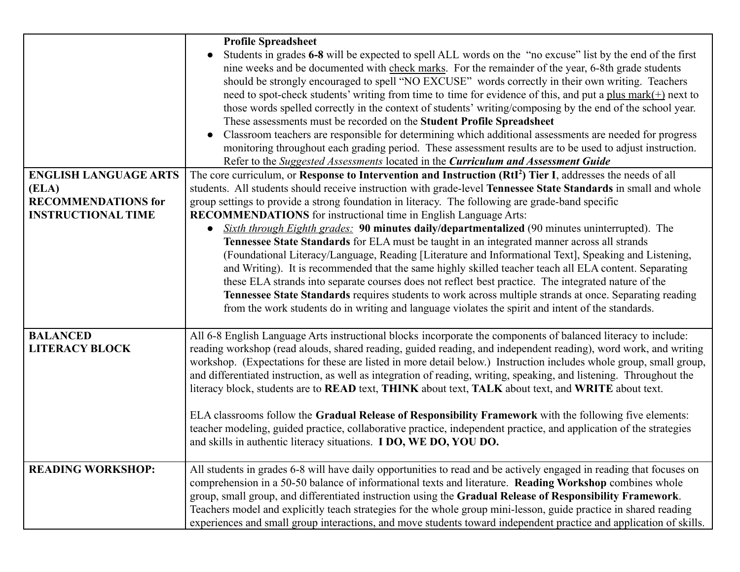| | |
|---|---|
| | **Profile Spreadsheet**<br>● Students in grades **6-8** will be expected to spell ALL words on the "no excuse" list by the end of the first nine weeks and be documented with <u>check marks</u>. For the remainder of the year, 6-8th grade students should be strongly encouraged to spell "NO EXCUSE" words correctly in their own writing. Teachers need to spot-check students' writing from time to time for evidence of this, and put a <u>plus mark(+)</u> next to those words spelled correctly in the context of students' writing/composing by the end of the school year. These assessments must be recorded on the **Student Profile Spreadsheet**<br>● Classroom teachers are responsible for determining which additional assessments are needed for progress monitoring throughout each grading period. These assessment results are to be used to adjust instruction. Refer to the *Suggested Assessments* located in the ***Curriculum and Assessment Guide*** |
| **ENGLISH LANGUAGE ARTS (ELA) RECOMMENDATIONS for INSTRUCTIONAL TIME** | The core curriculum, or **Response to Intervention and Instruction (RtI$^2$) Tier I**, addresses the needs of all students. All students should receive instruction with grade-level **Tennessee State Standards** in small and whole group settings to provide a strong foundation in literacy. The following are grade-band specific **RECOMMENDATIONS** for instructional time in English Language Arts:<br>● <u>*Sixth through Eighth grades:*</u> **90 minutes daily/departmentalized** (90 minutes uninterrupted). The **Tennessee State Standards** for ELA must be taught in an integrated manner across all strands (Foundational Literacy/Language, Reading [Literature and Informational Text], Speaking and Listening, and Writing). It is recommended that the same highly skilled teacher teach all ELA content. Separating these ELA strands into separate courses does not reflect best practice. The integrated nature of the **Tennessee State Standards** requires students to work across multiple strands at once. Separating reading from the work students do in writing and language violates the spirit and intent of the standards. |
| **BALANCED LITERACY BLOCK** | All 6-8 English Language Arts instructional blocks incorporate the components of balanced literacy to include: reading workshop (read alouds, shared reading, guided reading, and independent reading), word work, and writing workshop. (Expectations for these are listed in more detail below.) Instruction includes whole group, small group, and differentiated instruction, as well as integration of reading, writing, speaking, and listening. Throughout the literacy block, students are to **READ** text, **THINK** about text, **TALK** about text, and **WRITE** about text.<br><br>ELA classrooms follow the **Gradual Release of Responsibility Framework** with the following five elements: teacher modeling, guided practice, collaborative practice, independent practice, and application of the strategies and skills in authentic literacy situations. **I DO, WE DO, YOU DO.** |
| **READING WORKSHOP:** | All students in grades 6-8 will have daily opportunities to read and be actively engaged in reading that focuses on comprehension in a 50-50 balance of informational texts and literature. **Reading Workshop** combines whole group, small group, and differentiated instruction using the **Gradual Release of Responsibility Framework**. Teachers model and explicitly teach strategies for the whole group mini-lesson, guide practice in shared reading experiences and small group interactions, and move students toward independent practice and application of skills. |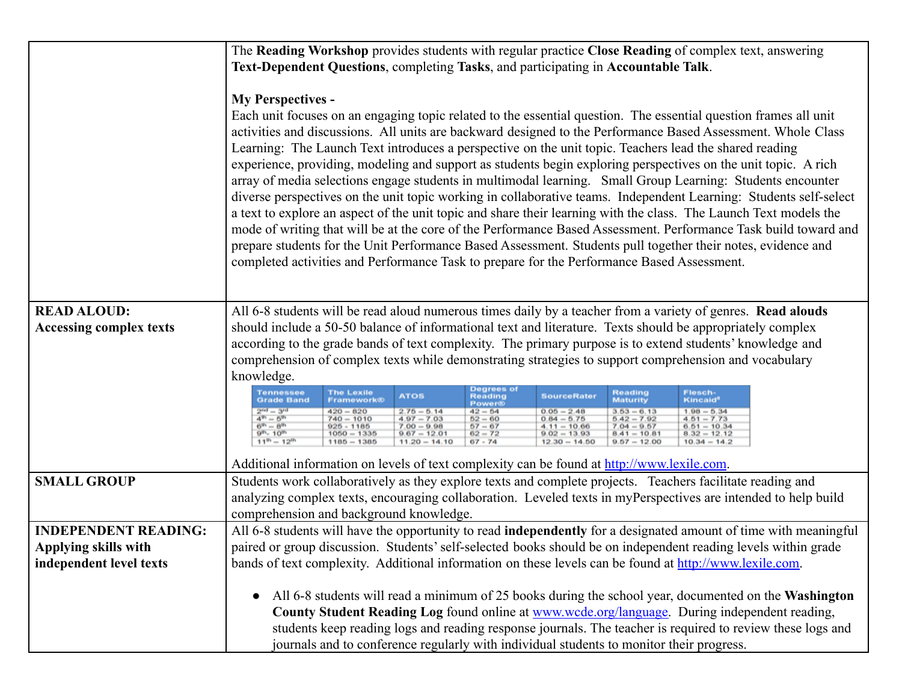| | |
|---|---|
| | The **Reading Workshop** provides students with regular practice **Close Reading** of complex text, answering **Text-Dependent Questions**, completing **Tasks**, and participating in **Accountable Talk**.<br><br>**My Perspectives -**<br>Each unit focuses on an engaging topic related to the essential question. The essential question frames all unit activities and discussions. All units are backward designed to the Performance Based Assessment. Whole Class Learning: The Launch Text introduces a perspective on the unit topic. Teachers lead the shared reading experience, providing, modeling and support as students begin exploring perspectives on the unit topic. A rich array of media selections engage students in multimodal learning. Small Group Learning: Students encounter diverse perspectives on the unit topic working in collaborative teams. Independent Learning: Students self-select a text to explore an aspect of the unit topic and share their learning with the class. The Launch Text models the mode of writing that will be at the core of the Performance Based Assessment. Performance Task build toward and prepare students for the Unit Performance Based Assessment. Students pull together their notes, evidence and completed activities and Performance Task to prepare for the Performance Based Assessment. |
| **READ ALOUD: Accessing complex texts** | All 6-8 students will be read aloud numerous times daily by a teacher from a variety of genres. **Read alouds** should include a 50-50 balance of informational text and literature. Texts should be appropriately complex according to the grade bands of text complexity. The primary purpose is to extend students' knowledge and comprehension of complex texts while demonstrating strategies to support comprehension and vocabulary knowledge.<br><br>(see table below)<br><br>Additional information on levels of text complexity can be found at http://www.lexile.com. |
| **SMALL GROUP** | Students work collaboratively as they explore texts and complete projects. Teachers facilitate reading and analyzing complex texts, encouraging collaboration. Leveled texts in myPerspectives are intended to help build comprehension and background knowledge. |
| **INDEPENDENT READING: Applying skills with independent level texts** | All 6-8 students will have the opportunity to read **independently** for a designated amount of time with meaningful paired or group discussion. Students' self-selected books should be on independent reading levels within grade bands of text complexity. Additional information on these levels can be found at http://www.lexile.com.<br><br>• All 6-8 students will read a minimum of 25 books during the school year, documented on the **Washington County Student Reading Log** found online at www.wcde.org/language. During independent reading, students keep reading logs and reading response journals. The teacher is required to review these logs and journals and to conference regularly with individual students to monitor their progress. |

| Tennessee Grade Band | The Lexile Framework® | ATOS | Degrees of Reading Power® | SourceRater | Reading Maturity | Flesch-Kincaid[8] |
|---|---|---|---|---|---|---|
| 2nd – 3rd | 420 – 820 | 2.75 – 5.14 | 42 – 54 | 0.05 – 2.48 | 3.53 – 6.13 | 1.98 – 5.34 |
| 4th – 5th | 740 – 1010 | 4.97 – 7.03 | 52 – 60 | 0.84 – 5.75 | 5.42 – 7.92 | 4.51 – 7.73 |
| 6th – 8th | 925 - 1185 | 7.00 – 9.98 | 57 – 67 | 4.11 – 10.66 | 7.04 – 9.57 | 6.51 – 10.34 |
| 9th, 10th | 1050 – 1335 | 9.67 – 12.01 | 62 – 72 | 9.02 – 13.93 | 8.41 – 10.81 | 8.32 – 12.12 |
| 11th – 12th | 1185 – 1385 | 11.20 – 14.10 | 67 - 74 | 12.30 – 14.50 | 9.57 – 12.00 | 10.34 – 14.2 |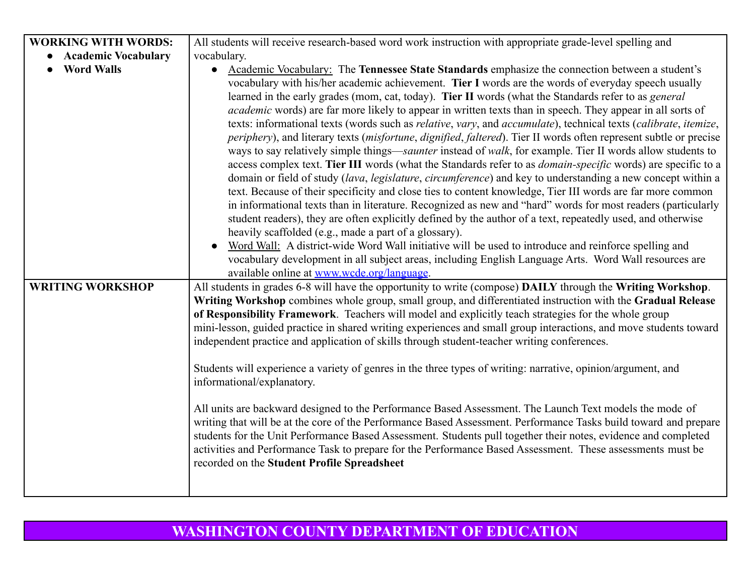| | |
|---|---|
| **WORKING WITH WORDS:**<br>• **Academic Vocabulary**<br>• **Word Walls** | All students will receive research-based word work instruction with appropriate grade-level spelling and vocabulary.<br>• Academic Vocabulary: The **Tennessee State Standards** emphasize the connection between a student's vocabulary with his/her academic achievement. **Tier I** words are the words of everyday speech usually learned in the early grades (mom, cat, today). **Tier II** words (what the Standards refer to as *general academic* words) are far more likely to appear in written texts than in speech. They appear in all sorts of texts: informational texts (words such as *relative*, *vary*, and *accumulate*), technical texts (*calibrate*, *itemize*, *periphery*), and literary texts (*misfortune*, *dignified*, *faltered*). Tier II words often represent subtle or precise ways to say relatively simple things—*saunter* instead of *walk*, for example. Tier II words allow students to access complex text. **Tier III** words (what the Standards refer to as *domain-specific* words) are specific to a domain or field of study (*lava*, *legislature*, *circumference*) and key to understanding a new concept within a text. Because of their specificity and close ties to content knowledge, Tier III words are far more common in informational texts than in literature. Recognized as new and "hard" words for most readers (particularly student readers), they are often explicitly defined by the author of a text, repeatedly used, and otherwise heavily scaffolded (e.g., made a part of a glossary).<br>• Word Wall: A district-wide Word Wall initiative will be used to introduce and reinforce spelling and vocabulary development in all subject areas, including English Language Arts. Word Wall resources are available online at [www.wcde.org/language](http://www.wcde.org/language). |
| **WRITING WORKSHOP** | All students in grades 6-8 will have the opportunity to write (compose) **DAILY** through the **Writing Workshop**. **Writing Workshop** combines whole group, small group, and differentiated instruction with the **Gradual Release of Responsibility Framework**. Teachers will model and explicitly teach strategies for the whole group mini-lesson, guided practice in shared writing experiences and small group interactions, and move students toward independent practice and application of skills through student-teacher writing conferences.<br><br>Students will experience a variety of genres in the three types of writing: narrative, opinion/argument, and informational/explanatory.<br><br>All units are backward designed to the Performance Based Assessment. The Launch Text models the mode of writing that will be at the core of the Performance Based Assessment. Performance Tasks build toward and prepare students for the Unit Performance Based Assessment. Students pull together their notes, evidence and completed activities and Performance Task to prepare for the Performance Based Assessment. These assessments must be recorded on the **Student Profile Spreadsheet** |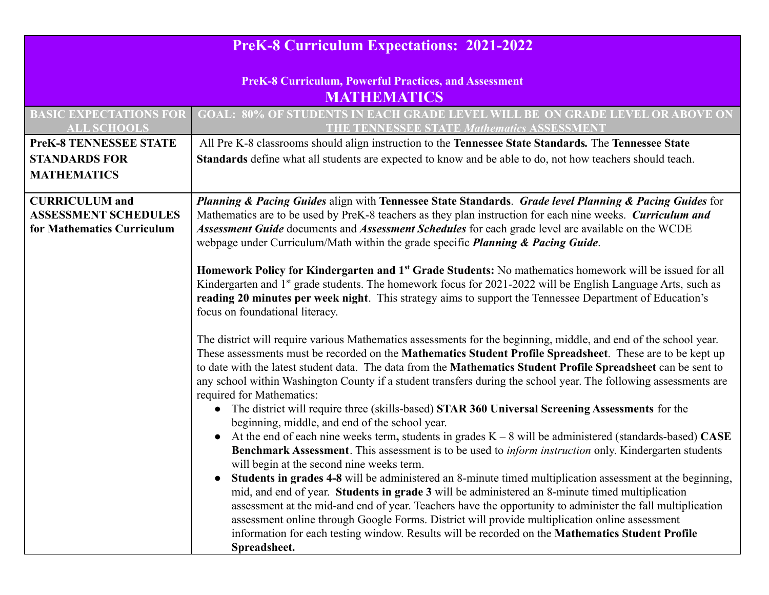# PreK-8 Curriculum Expectations: 2021-2022

## PreK-8 Curriculum, Powerful Practices, and Assessment

## MATHEMATICS

| BASIC EXPECTATIONS FOR ALL SCHOOLS | GOAL: 80% OF STUDENTS IN EACH GRADE LEVEL WILL BE ON GRADE LEVEL OR ABOVE ON THE TENNESSEE STATE *Mathematics* ASSESSMENT |
|---|---|
| **PreK-8 TENNESSEE STATE STANDARDS FOR MATHEMATICS** | All Pre K-8 classrooms should align instruction to the **Tennessee State Standards.** The **Tennessee State Standards** define what all students are expected to know and be able to do, not how teachers should teach. |
| **CURRICULUM and ASSESSMENT SCHEDULES for Mathematics Curriculum** | ***Planning & Pacing Guides*** align with **Tennessee State Standards**. ***Grade level Planning & Pacing Guides*** for Mathematics are to be used by PreK-8 teachers as they plan instruction for each nine weeks. ***Curriculum and Assessment Guide*** documents and ***Assessment Schedules*** for each grade level are available on the WCDE webpage under Curriculum/Math within the grade specific ***Planning & Pacing Guide***.<br><br>**Homework Policy for Kindergarten and 1st Grade Students:** No mathematics homework will be issued for all Kindergarten and 1st grade students. The homework focus for 2021-2022 will be English Language Arts, such as **reading 20 minutes per week night**. This strategy aims to support the Tennessee Department of Education's focus on foundational literacy.<br><br>The district will require various Mathematics assessments for the beginning, middle, and end of the school year. These assessments must be recorded on the **Mathematics Student Profile Spreadsheet**. These are to be kept up to date with the latest student data. The data from the **Mathematics Student Profile Spreadsheet** can be sent to any school within Washington County if a student transfers during the school year. The following assessments are required for Mathematics:<br>● The district will require three (skills-based) **STAR 360 Universal Screening Assessments** for the beginning, middle, and end of the school year.<br>● At the end of each nine weeks term**,** students in grades K – 8 will be administered (standards-based) **CASE Benchmark Assessment**. This assessment is to be used to *inform instruction* only. Kindergarten students will begin at the second nine weeks term.<br>● **Students in grades 4-8** will be administered an 8-minute timed multiplication assessment at the beginning, mid, and end of year. **Students in grade 3** will be administered an 8-minute timed multiplication assessment at the mid-and end of year. Teachers have the opportunity to administer the fall multiplication assessment online through Google Forms. District will provide multiplication online assessment information for each testing window. Results will be recorded on the **Mathematics Student Profile Spreadsheet.** |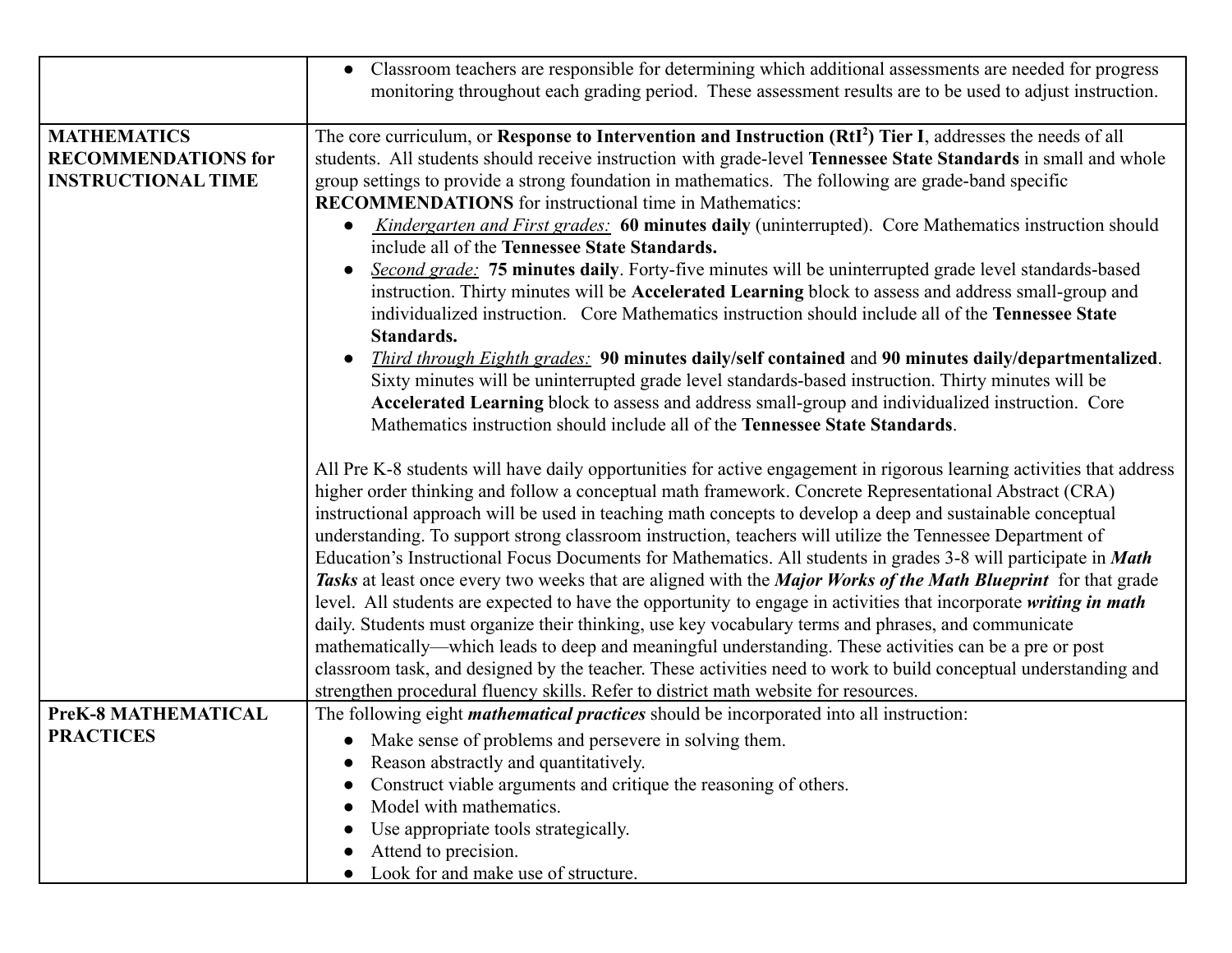| | |
|---|---|
| | • Classroom teachers are responsible for determining which additional assessments are needed for progress monitoring throughout each grading period. These assessment results are to be used to adjust instruction. |
| **MATHEMATICS RECOMMENDATIONS for INSTRUCTIONAL TIME** | The core curriculum, or **Response to Intervention and Instruction ($RtI^2$) Tier I**, addresses the needs of all students. All students should receive instruction with grade-level **Tennessee State Standards** in small and whole group settings to provide a strong foundation in mathematics. The following are grade-band specific **RECOMMENDATIONS** for instructional time in Mathematics:<br>• *Kindergarten and First grades:* **60 minutes daily** (uninterrupted). Core Mathematics instruction should include all of the **Tennessee State Standards.**<br>• *Second grade:* **75 minutes daily**. Forty-five minutes will be uninterrupted grade level standards-based instruction. Thirty minutes will be **Accelerated Learning** block to assess and address small-group and individualized instruction. Core Mathematics instruction should include all of the **Tennessee State Standards.**<br>• *Third through Eighth grades:* **90 minutes daily/self contained** and **90 minutes daily/departmentalized**. Sixty minutes will be uninterrupted grade level standards-based instruction. Thirty minutes will be **Accelerated Learning** block to assess and address small-group and individualized instruction. Core Mathematics instruction should include all of the **Tennessee State Standards**.<br><br>All Pre K-8 students will have daily opportunities for active engagement in rigorous learning activities that address higher order thinking and follow a conceptual math framework. Concrete Representational Abstract (CRA) instructional approach will be used in teaching math concepts to develop a deep and sustainable conceptual understanding. To support strong classroom instruction, teachers will utilize the Tennessee Department of Education's Instructional Focus Documents for Mathematics. All students in grades 3-8 will participate in ***Math Tasks*** at least once every two weeks that are aligned with the ***Major Works of the Math Blueprint*** for that grade level. All students are expected to have the opportunity to engage in activities that incorporate ***writing in math*** daily. Students must organize their thinking, use key vocabulary terms and phrases, and communicate mathematically—which leads to deep and meaningful understanding. These activities can be a pre or post classroom task, and designed by the teacher. These activities need to work to build conceptual understanding and strengthen procedural fluency skills. Refer to district math website for resources. |
| **PreK-8 MATHEMATICAL PRACTICES** | The following eight ***mathematical practices*** should be incorporated into all instruction:<br>• Make sense of problems and persevere in solving them.<br>• Reason abstractly and quantitatively.<br>• Construct viable arguments and critique the reasoning of others.<br>• Model with mathematics.<br>• Use appropriate tools strategically.<br>• Attend to precision.<br>• Look for and make use of structure. |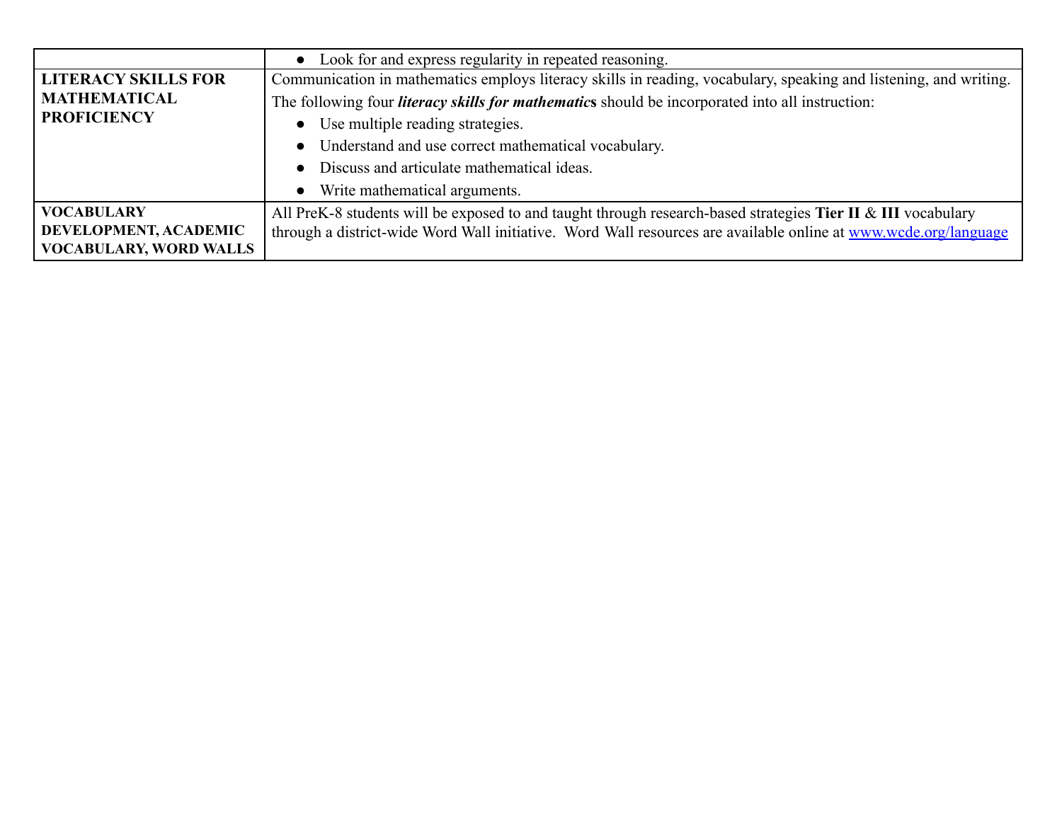| | |
|---|---|
| | • Look for and express regularity in repeated reasoning. |
| **LITERACY SKILLS FOR MATHEMATICAL PROFICIENCY** | Communication in mathematics employs literacy skills in reading, vocabulary, speaking and listening, and writing. The following four ***literacy skills for mathematics*** should be incorporated into all instruction: <br>• Use multiple reading strategies. <br>• Understand and use correct mathematical vocabulary. <br>• Discuss and articulate mathematical ideas. <br>• Write mathematical arguments. |
| **VOCABULARY DEVELOPMENT, ACADEMIC VOCABULARY, WORD WALLS** | All PreK-8 students will be exposed to and taught through research-based strategies **Tier II** & **III** vocabulary through a district-wide Word Wall initiative. Word Wall resources are available online at [www.wcde.org/language](http://www.wcde.org/language) |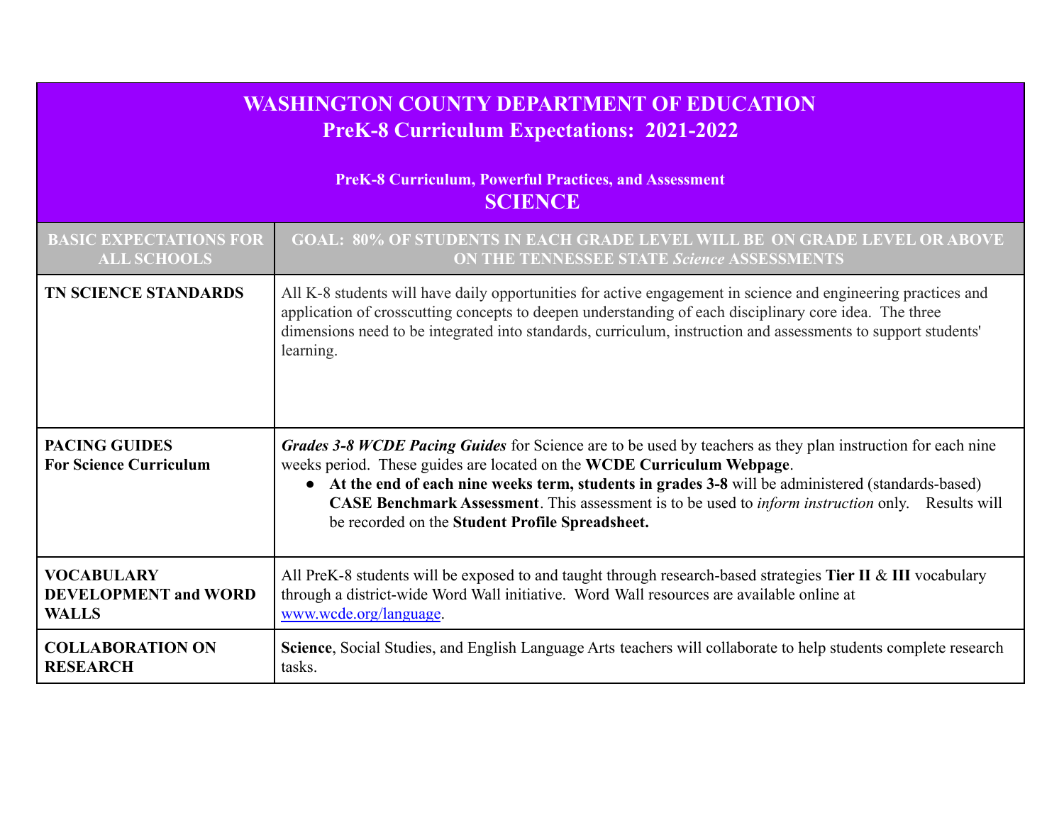# WASHINGTON COUNTY DEPARTMENT OF EDUCATION
## PreK-8 Curriculum Expectations: 2021-2022

### PreK-8 Curriculum, Powerful Practices, and Assessment
## SCIENCE

| BASIC EXPECTATIONS FOR ALL SCHOOLS | GOAL: 80% OF STUDENTS IN EACH GRADE LEVEL WILL BE ON GRADE LEVEL OR ABOVE ON THE TENNESSEE STATE *Science* ASSESSMENTS |
|---|---|
| **TN SCIENCE STANDARDS** | All K-8 students will have daily opportunities for active engagement in science and engineering practices and application of crosscutting concepts to deepen understanding of each disciplinary core idea. The three dimensions need to be integrated into standards, curriculum, instruction and assessments to support students' learning. |
| **PACING GUIDES For Science Curriculum** | ***Grades 3-8 WCDE Pacing Guides*** for Science are to be used by teachers as they plan instruction for each nine weeks period. These guides are located on the **WCDE Curriculum Webpage**.<br>• **At the end of each nine weeks term, students in grades 3-8** will be administered (standards-based) **CASE Benchmark Assessment**. This assessment is to be used to *inform instruction* only. Results will be recorded on the **Student Profile Spreadsheet.** |
| **VOCABULARY DEVELOPMENT and WORD WALLS** | All PreK-8 students will be exposed to and taught through research-based strategies **Tier II** & **III** vocabulary through a district-wide Word Wall initiative. Word Wall resources are available online at [www.wcde.org/language](www.wcde.org/language). |
| **COLLABORATION ON RESEARCH** | **Science**, Social Studies, and English Language Arts teachers will collaborate to help students complete research tasks. |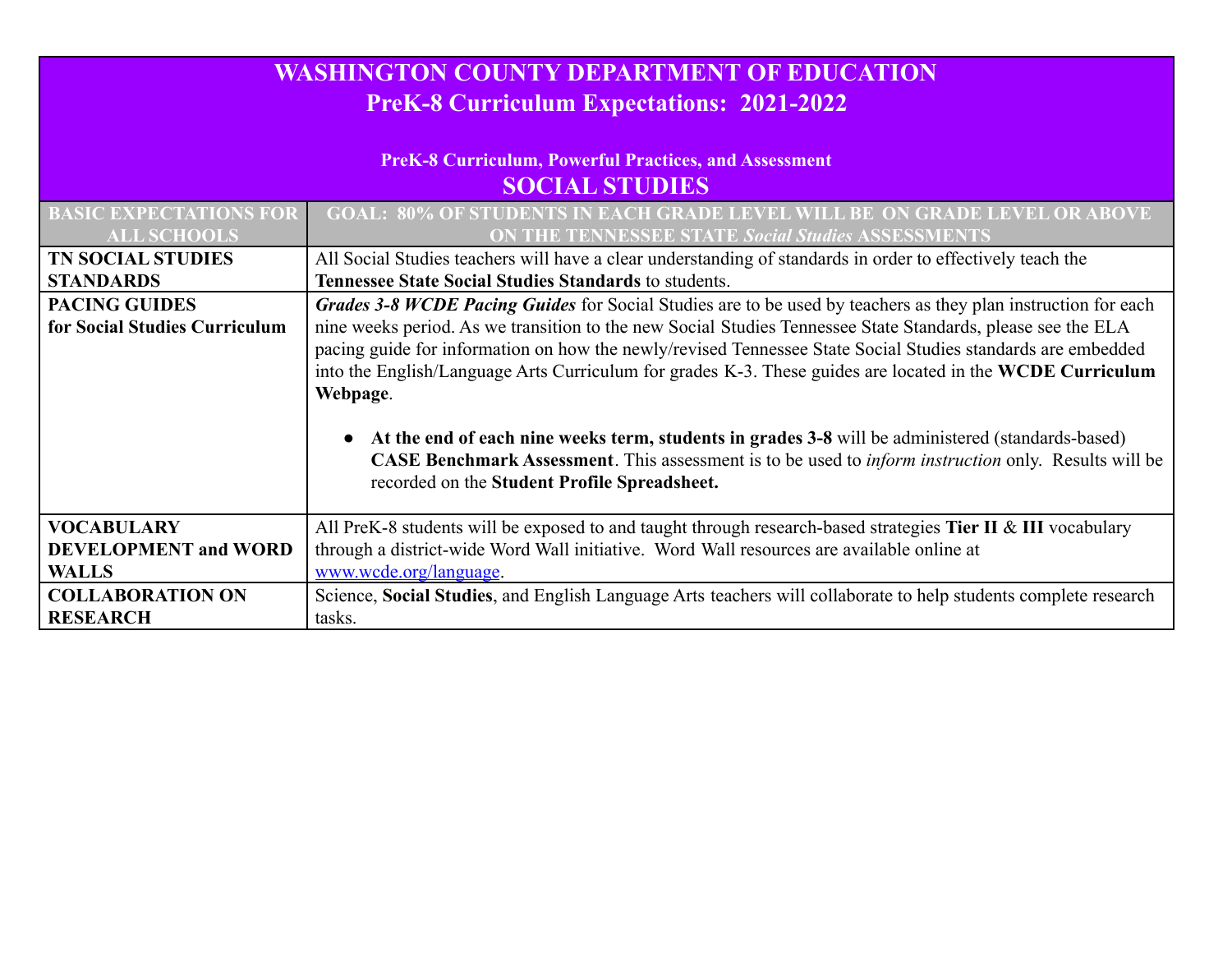# WASHINGTON COUNTY DEPARTMENT OF EDUCATION
## PreK-8 Curriculum Expectations: 2021-2022

### PreK-8 Curriculum, Powerful Practices, and Assessment
## SOCIAL STUDIES

| BASIC EXPECTATIONS FOR ALL SCHOOLS | GOAL: 80% OF STUDENTS IN EACH GRADE LEVEL WILL BE ON GRADE LEVEL OR ABOVE ON THE TENNESSEE STATE *Social Studies* ASSESSMENTS |
|---|---|
| **TN SOCIAL STUDIES STANDARDS** | All Social Studies teachers will have a clear understanding of standards in order to effectively teach the **Tennessee State Social Studies Standards** to students. |
| **PACING GUIDES for Social Studies Curriculum** | ***Grades 3-8 WCDE Pacing Guides*** for Social Studies are to be used by teachers as they plan instruction for each nine weeks period. As we transition to the new Social Studies Tennessee State Standards, please see the ELA pacing guide for information on how the newly/revised Tennessee State Social Studies standards are embedded into the English/Language Arts Curriculum for grades K-3. These guides are located in the **WCDE Curriculum Webpage**.<br><br>● **At the end of each nine weeks term, students in grades 3-8** will be administered (standards-based) **CASE Benchmark Assessment**. This assessment is to be used to *inform instruction* only. Results will be recorded on the **Student Profile Spreadsheet.** |
| **VOCABULARY DEVELOPMENT and WORD WALLS** | All PreK-8 students will be exposed to and taught through research-based strategies **Tier II** & **III** vocabulary through a district-wide Word Wall initiative. Word Wall resources are available online at www.wcde.org/language. |
| **COLLABORATION ON RESEARCH** | Science, **Social Studies**, and English Language Arts teachers will collaborate to help students complete research tasks. |